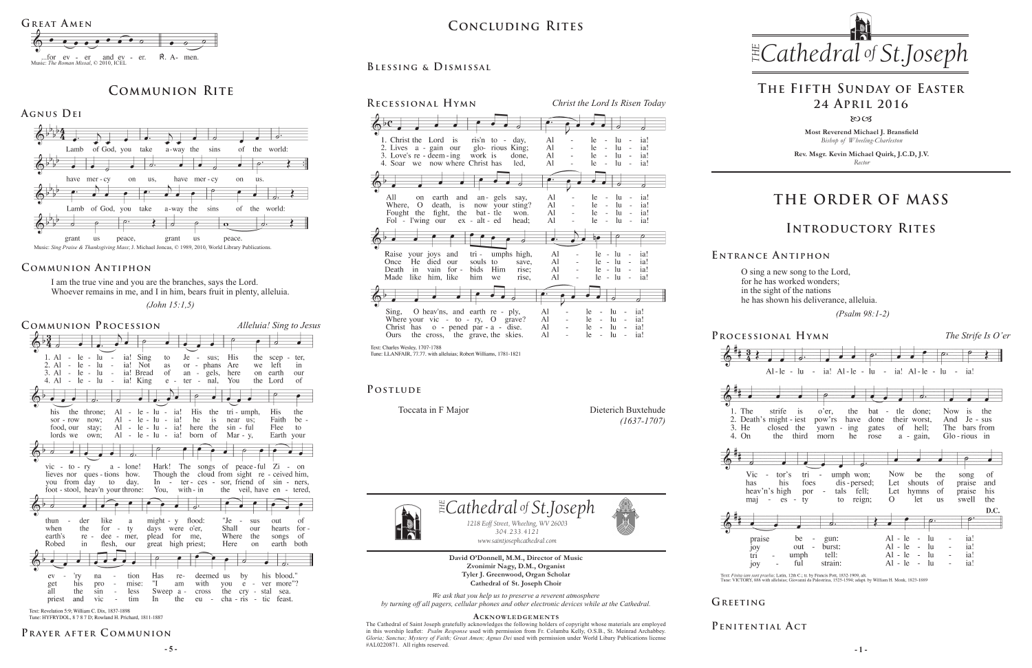## Great Amen

...for ev - er and ev - er. ℟. A- men.

Music: *The Roman Missal*, © 2010, ICEL

## Communion Rite

### Agnus Dei

Lamb of God, you take a-way the sins of the world: have mer-cy on us, have mer-cy on us.

Lamb of God, you take a-way the sins of the world: have mer-cy on us, have mer-cy on us.

Lamb of God, you take a-way the sins of the world: grant us peace, grant us peace.

Music: *Sing Praise & Thanksgiving Mass*; J. Michael Joncas, © 1989, 2010, World Library Publications.

### Communion Antiphon

I am the true vine and you are the branches, says the Lord.
Whoever remains in me, and I in him, bears fruit in plenty, alleluia.

*(John 15:1,5)*

### Communion Procession

*Alleluia! Sing to Jesus*

1. Alleluia! Sing to Jesus; His the scepter, his the throne; Alleluia! His the triumph, His the victory alone! Hark! The songs of peaceful Zion thunder like a mighty flood: "Jesus out of every nation Has redeemed us by his blood."
2. Alleluia! Not as orphans Are we left in sorrow now; Alleluia! he is near us; Faith believes nor questions how. Though the cloud from sight received him, when the forty days were o'er, Shall our hearts forget his promise: "I am with you evermore"?
3. Alleluia! Bread of angels, here on earth our food, our stay; Alleluia! here the sinful Flee to you from day to day. Intercessor, friend of sinners, earth's redeemer, plead for me, Where the songs of all the sinless Sweep across the crystal sea.
4. Alleluia! King eternal, You the Lord of lords we own; Alleluia! born of Mary, Earth your footstool, heav'n your throne: You, within the veil, have entered, Robed in flesh, our great high priest; Here on earth both priest and victim In the eucharistic feast.

Text: Revelation 5:9; William C. Dix, 1837-1898
Tune: HYFRYDOL, 8 7 8 7 D; Rowland H. Prichard, 1811-1887

### Prayer after Communion

## Concluding Rites

### Blessing & Dismissal

### Recessional Hymn

*Christ the Lord Is Risen Today*

1. Christ the Lord is ris'n today, Alleluia! All on earth and angels say, Alleluia! Raise your joys and triumphs high, Alleluia! Sing, O heav'ns, and earth reply, Alleluia!
2. Lives again our glorious King; Alleluia! Where, O death, is now your sting? Alleluia! Once He died our souls to save, Alleluia! Where your victory, O grave? Alleluia!
3. Love's redeeming work is done, Alleluia! Fought the fight, the battle won. Alleluia! Death in vain forbids Him rise; Alleluia! Christ has opened paradise. Alleluia!
4. Soar we now where Christ has led, Alleluia! Foll'wing our exalted head; Alleluia! Made like him, like him we rise, Alleluia! Ours the cross, the grave, the skies. Alleluia!

Text: Charles Wesley, 1707-1788
Tune: LLANFAIR, 77.77. with alleluias; Robert Williams, 1781-1821

### Postlude

Toccata in F Major — Dieterich Buxtehude *(1637-1707)*

*The Cathedral of St.Joseph*
*1218 Eoff Street, Wheeling, WV 26003*
*304.233.4121*
*www.saintjosephcathedral.com*

**David O'Donnell, M.M., Director of Music**
**Zvonimir Nagy, D.M., Organist**
**Tyler J. Greenwood, Organ Scholar**
**Cathedral of St. Joseph Choir**

*We ask that you help us to preserve a reverent atmosphere by turning off all pagers, cellular phones and other electronic devices while at the Cathedral.*

**Acknowledgements**

The Cathedral of Saint Joseph gratefully acknowledges the following holders of copyright whose materials are employed in this worship leaflet: *Psalm Response* used with permission from Fr. Columba Kelly, O.S.B., St. Meinrad Archabbey. *Gloria; Sanctus; Mystery of Faith; Great Amen; Agnus Dei* used with permission under World Libary Publications license #AL0220871. All rights reserved.

# The Cathedral of St.Joseph

## The Fifth Sunday of Easter
## 24 April 2016

**Most Reverend Michael J. Bransfield**
*Bishop of Wheeling-Charleston*

**Rev. Msgr. Kevin Michael Quirk, J.C.D, J.V.**
*Rector*

# The Order of Mass

## Introductory Rites

### Entrance Antiphon

O sing a new song to the Lord,
for he has worked wonders;
in the sight of the nations
he has shown his deliverance, alleluia.

*(Psalm 98:1-2)*

### Processional Hymn

*The Strife Is O'er*

Alleluia! Alleluia! Alleluia!

1. The strife is o'er, the battle done; Victor's triumph won; Now be the song of praise begun: Alleluia!
2. Death's mightiest pow'rs have done their worst, And Jesus has his foes dispersed; Let shouts of praise and joy outburst: Alleluia!
3. He closed the yawning gates of hell; The bars from heav'n's high portals fell; Let hymns of praise his triumph tell: Alleluia!
4. On the third morn he rose again, Glorious in majesty to reign; O let us swell the joyful strain: Alleluia!

D.C.

Text: *Finita iam sunt praelia*; Latin, 12th C.; tr. by Francis Pott, 1832-1909, alt.
Tune: VICTORY, 888 with alleluias; Giovanni da Palestrina, 1525-1594; adapt. by William H. Monk, 1823-1889

### Greeting

### Penitential Act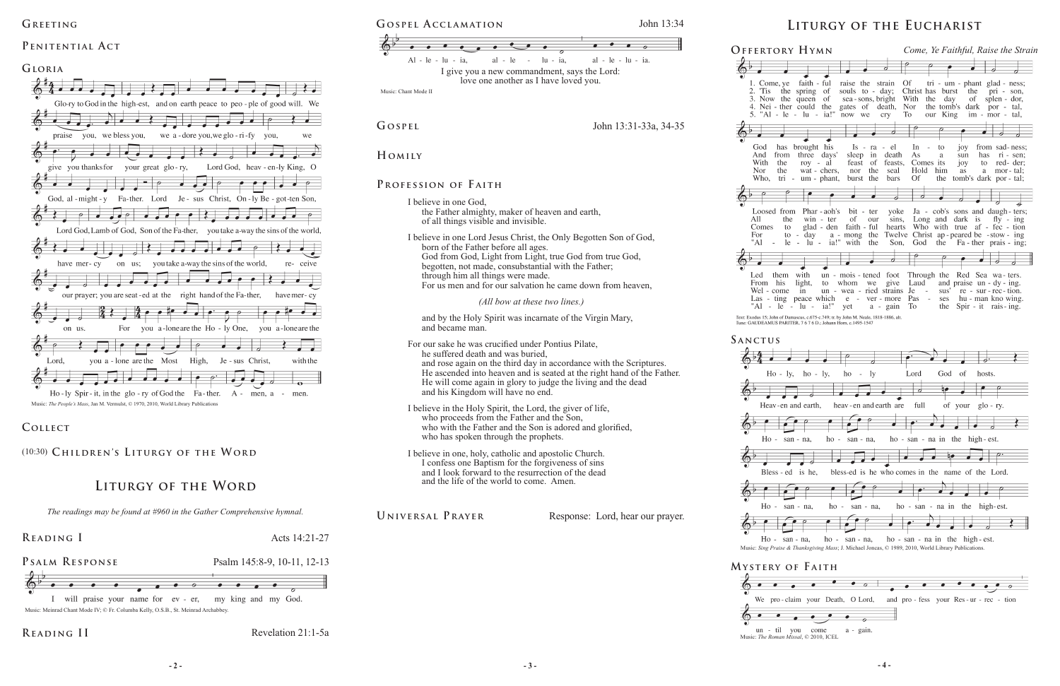## Greeting

## Penitential Act

## Gloria

Glo-ry to God in the high-est, and on earth peace to peo-ple of good will. We praise you, we bless you, we a-dore you, we glo-ri-fy you, we give you thanks for your great glo-ry, Lord God, heav-en-ly King, O God, al-might-y Fa-ther. Lord Je-sus Christ, On-ly Be-got-ten Son, Lord God, Lamb of God, Son of the Fa-ther, you take a-way the sins of the world, have mer-cy on us; you take a-way the sins of the world, re-ceive our prayer; you are seat-ed at the right hand of the Fa-ther, have mer-cy on us. For you a-lone are the Ho-ly One, you a-lone are the Lord, you a-lone are the Most High, Je-sus Christ, with the Ho-ly Spir-it, in the glo-ry of God the Fa-ther. A-men, a-men.

Music: *The People's Mass*, Jan M. Vermulst, © 1970, 2010, World Library Publications

## Collect

## (10:30) Children's Liturgy of the Word

# Liturgy of the Word

*The readings may be found at #960 in the Gather Comprehensive hymnal.*

## Reading I

Acts 14:21-27

## Psalm Response

Psalm 145:8-9, 10-11, 12-13

I will praise your name for ev-er, my king and my God.

Music: Meinrad Chant Mode IV; © Fr. Columba Kelly, O.S.B., St. Meinrad Archabbey.

## Reading II

Revelation 21:1-5a

## Gospel Acclamation

John 13:34

Al-le-lu-ia, al-le-lu-ia, al-le-lu-ia.

I give you a new commandment, says the Lord:
love one another as I have loved you.

Music: Chant Mode II

## Gospel

John 13:31-33a, 34-35

## Homily

## Profession of Faith

I believe in one God,
the Father almighty, maker of heaven and earth,
of all things visible and invisible.

I believe in one Lord Jesus Christ, the Only Begotten Son of God,
born of the Father before all ages.
God from God, Light from Light, true God from true God,
begotten, not made, consubstantial with the Father;
through him all things were made.
For us men and for our salvation he came down from heaven,

*(All bow at these two lines.)*

and by the Holy Spirit was incarnate of the Virgin Mary,
and became man.

For our sake he was crucified under Pontius Pilate,
he suffered death and was buried,
and rose again on the third day in accordance with the Scriptures.
He ascended into heaven and is seated at the right hand of the Father.
He will come again in glory to judge the living and the dead
and his Kingdom will have no end.

I believe in the Holy Spirit, the Lord, the giver of life,
who proceeds from the Father and the Son,
who with the Father and the Son is adored and glorified,
who has spoken through the prophets.

I believe in one, holy, catholic and apostolic Church.
I confess one Baptism for the forgiveness of sins
and I look forward to the resurrection of the dead
and the life of the world to come. Amen.

## Universal Prayer

Response: Lord, hear our prayer.

# Liturgy of the Eucharist

## Offertory Hymn

*Come, Ye Faithful, Raise the Strain*

1. Come, ye faithful, raise the strain Of triumphant gladness; God has brought his Israel Into joy from sadness; Loosed from Pharaoh's bitter yoke Jacob's sons and daughters; Led them with unmoistened foot Through the Red Sea waters.
2. 'Tis the spring of souls today; Christ has burst the prison, And from three days' sleep in death As a sun has risen; All the winter of our sins, Long and dark is flying From his light, to whom we give Laud and praise undying.
3. Now the queen of seasons, bright With the day of splendor, With the royal feast of feasts, Comes its joy to render; Comes to glad-den faithful hearts Who with true affection Welcome in unwearied strains Jesus' resurrection.
4. Neither could the gates of death, Nor the tomb's dark portal, Nor the watchers, nor the seal Hold him as a mortal; For today among the Twelve Christ appeared bestowing Lasting peace which evermore Passes human knowing.
5. "Alleluia!" now we cry To our King immortal, Who, triumphant, burst the bars Of the tomb's dark portal; "Alleluia!" with the Son, God the Father praising; "Alleluia!" yet again To the Spirit raising.

Text: Exodus 15; John of Damascus, c.675-c.749; tr. by John M. Neale, 1818-1886, alt.
Tune: GAUDEAMUS PARITER, 7 6 7 6 D.; Johann Horn, c.1495-1547

## Sanctus

Ho-ly, ho-ly, ho-ly Lord God of hosts. Heav-en and earth, heav-en and earth are full of your glo-ry. Ho-san-na, ho-san-na, ho-san-na in the high-est. Bless-ed is he, bless-ed is he who comes in the name of the Lord. Ho-san-na, ho-san-na, ho-san-na in the high-est. Ho-san-na, ho-san-na, ho-san-na in the high-est.

Music: *Sing Praise & Thanksgiving Mass*; J. Michael Joncas, © 1989, 2010, World Library Publications.

## Mystery of Faith

We pro-claim your Death, O Lord, and pro-fess your Res-ur-rec-tion un-til you come a-gain.

Music: *The Roman Missal*, © 2010, ICEL